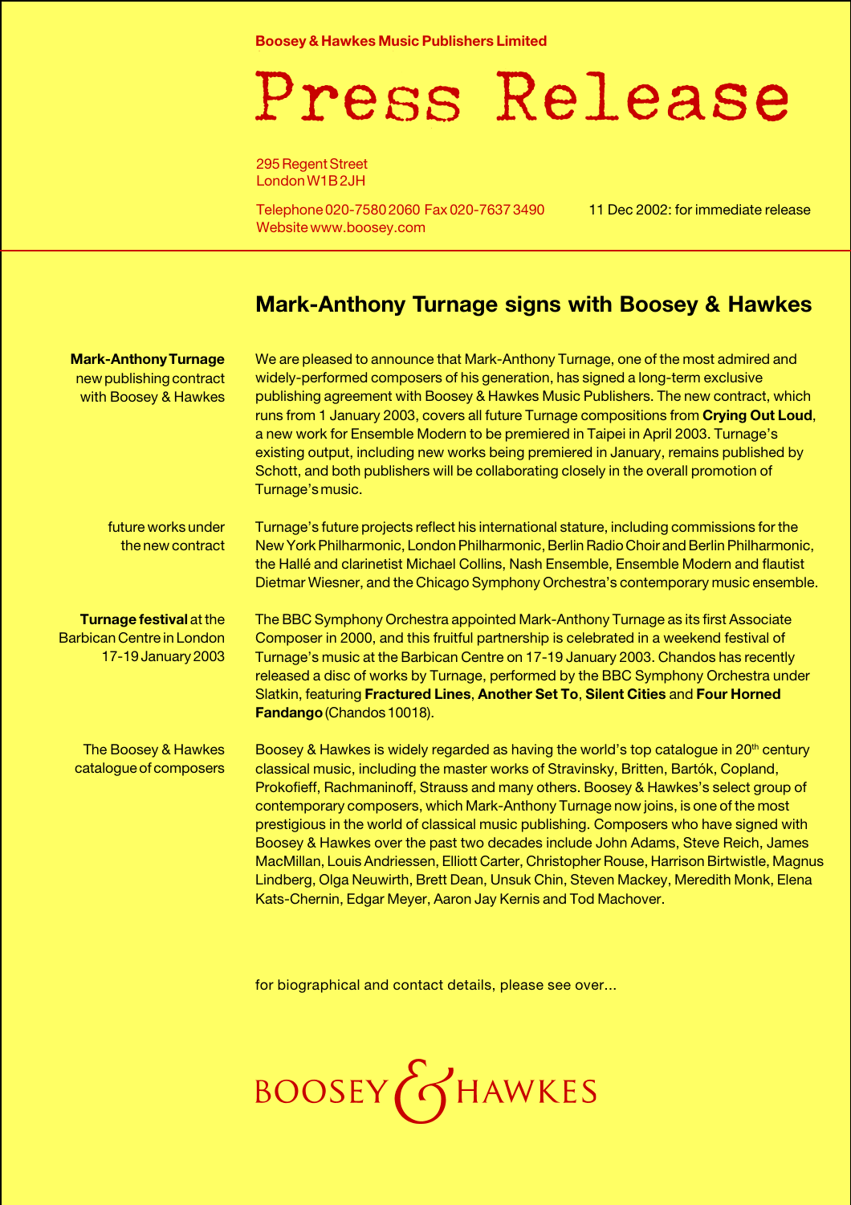**Boosey & Hawkes Music Publishers Limited**

# Press Release

295 Regent Street
London W1B 2JH

Telephone 020-7580 2060 Fax 020-7637 3490
Website www.boosey.com

11 Dec 2002: for immediate release

## Mark-Anthony Turnage signs with Boosey & Hawkes

**Mark-Anthony Turnage** new publishing contract with Boosey & Hawkes

We are pleased to announce that Mark-Anthony Turnage, one of the most admired and widely-performed composers of his generation, has signed a long-term exclusive publishing agreement with Boosey & Hawkes Music Publishers. The new contract, which runs from 1 January 2003, covers all future Turnage compositions from **Crying Out Loud**, a new work for Ensemble Modern to be premiered in Taipei in April 2003. Turnage's existing output, including new works being premiered in January, remains published by Schott, and both publishers will be collaborating closely in the overall promotion of Turnage's music.

future works under the new contract

Turnage's future projects reflect his international stature, including commissions for the New York Philharmonic, London Philharmonic, Berlin Radio Choir and Berlin Philharmonic, the Hallé and clarinetist Michael Collins, Nash Ensemble, Ensemble Modern and flautist Dietmar Wiesner, and the Chicago Symphony Orchestra's contemporary music ensemble.

**Turnage festival** at the Barbican Centre in London 17-19 January 2003

The BBC Symphony Orchestra appointed Mark-Anthony Turnage as its first Associate Composer in 2000, and this fruitful partnership is celebrated in a weekend festival of Turnage's music at the Barbican Centre on 17-19 January 2003. Chandos has recently released a disc of works by Turnage, performed by the BBC Symphony Orchestra under Slatkin, featuring **Fractured Lines**, **Another Set To**, **Silent Cities** and **Four Horned Fandango** (Chandos 10018).

The Boosey & Hawkes catalogue of composers

Boosey & Hawkes is widely regarded as having the world's top catalogue in 20th century classical music, including the master works of Stravinsky, Britten, Bartók, Copland, Prokofieff, Rachmaninoff, Strauss and many others. Boosey & Hawkes's select group of contemporary composers, which Mark-Anthony Turnage now joins, is one of the most prestigious in the world of classical music publishing. Composers who have signed with Boosey & Hawkes over the past two decades include John Adams, Steve Reich, James MacMillan, Louis Andriessen, Elliott Carter, Christopher Rouse, Harrison Birtwistle, Magnus Lindberg, Olga Neuwirth, Brett Dean, Unsuk Chin, Steven Mackey, Meredith Monk, Elena Kats-Chernin, Edgar Meyer, Aaron Jay Kernis and Tod Machover.

for biographical and contact details, please see over...

BOOSEY & HAWKES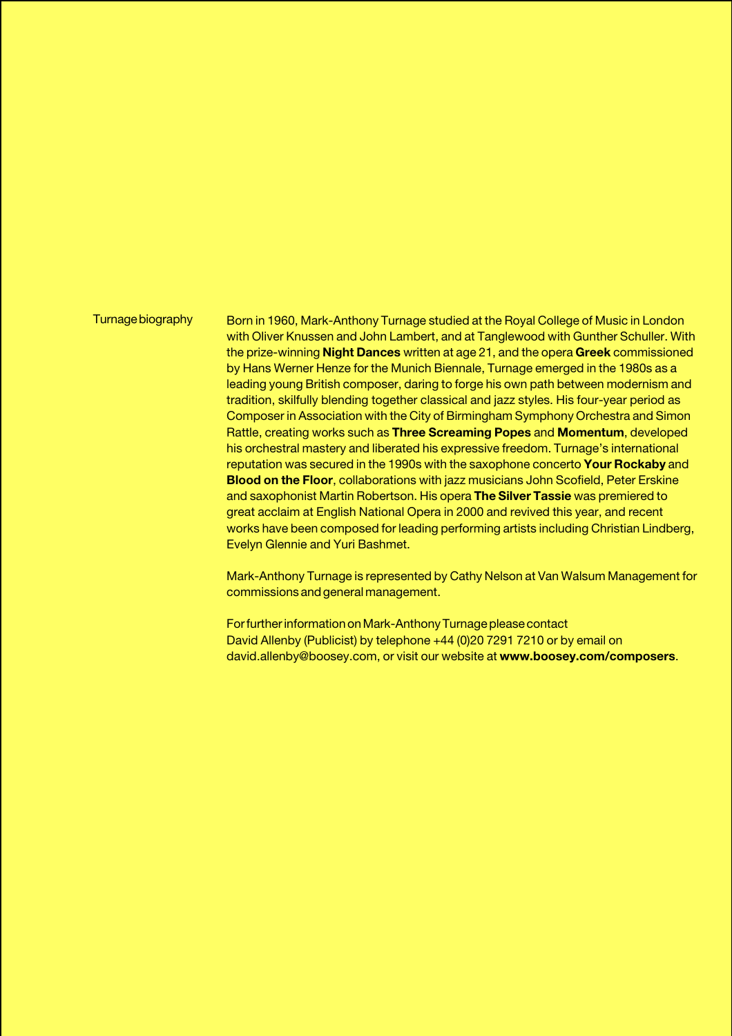## Turnage biography

Born in 1960, Mark-Anthony Turnage studied at the Royal College of Music in London with Oliver Knussen and John Lambert, and at Tanglewood with Gunther Schuller. With the prize-winning **Night Dances** written at age 21, and the opera **Greek** commissioned by Hans Werner Henze for the Munich Biennale, Turnage emerged in the 1980s as a leading young British composer, daring to forge his own path between modernism and tradition, skilfully blending together classical and jazz styles. His four-year period as Composer in Association with the City of Birmingham Symphony Orchestra and Simon Rattle, creating works such as **Three Screaming Popes** and **Momentum**, developed his orchestral mastery and liberated his expressive freedom. Turnage's international reputation was secured in the 1990s with the saxophone concerto **Your Rockaby** and **Blood on the Floor**, collaborations with jazz musicians John Scofield, Peter Erskine and saxophonist Martin Robertson. His opera **The Silver Tassie** was premiered to great acclaim at English National Opera in 2000 and revived this year, and recent works have been composed for leading performing artists including Christian Lindberg, Evelyn Glennie and Yuri Bashmet.

Mark-Anthony Turnage is represented by Cathy Nelson at Van Walsum Management for commissions and general management.

For further information on Mark-Anthony Turnage please contact David Allenby (Publicist) by telephone +44 (0)20 7291 7210 or by email on david.allenby@boosey.com, or visit our website at **www.boosey.com/composers**.